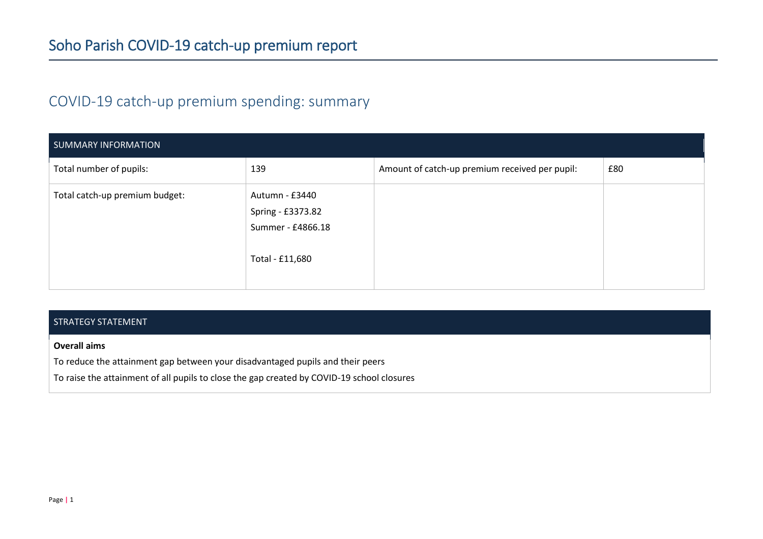# Soho Parish COVID-19 catch-up premium report

## COVID-19 catch-up premium spending: summary

| SUMMARY INFORMATION | | | |
|---|---|---|---|
| Total number of pupils: | 139 | Amount of catch-up premium received per pupil: | £80 |
| Total catch-up premium budget: | Autumn - £3440<br>Spring - £3373.82<br>Summer - £4866.18<br><br>Total - £11,680 | | |

| STRATEGY STATEMENT |
|---|
| **Overall aims**<br>To reduce the attainment gap between your disadvantaged pupils and their peers<br>To raise the attainment of all pupils to close the gap created by COVID-19 school closures |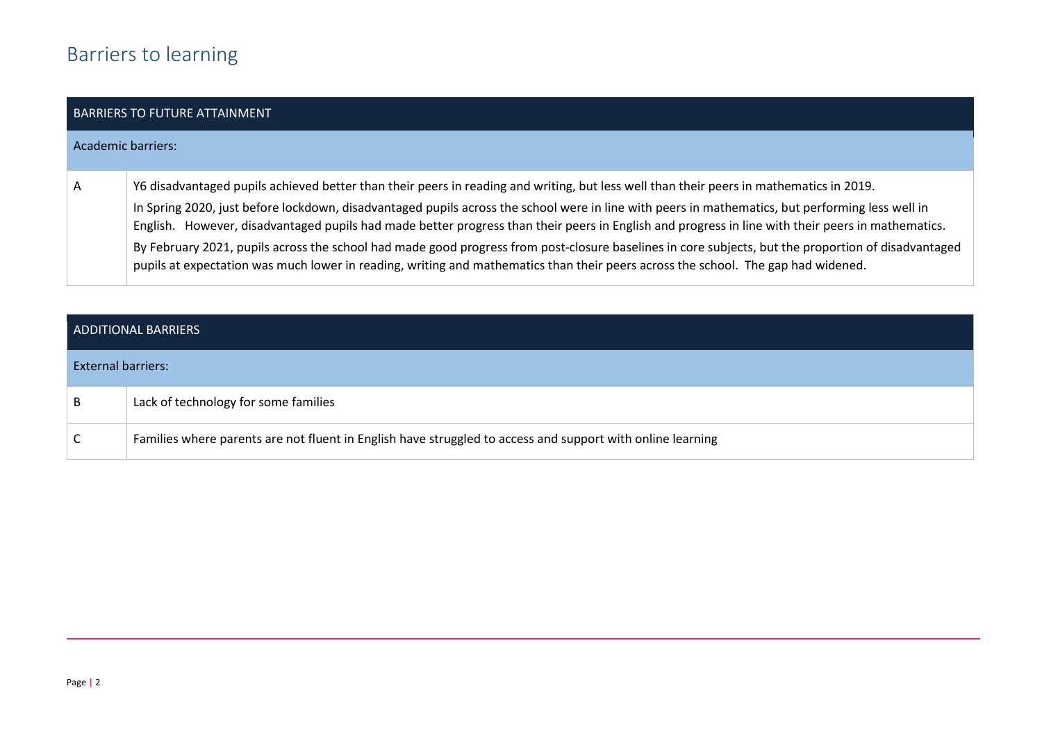# Barriers to learning

| BARRIERS TO FUTURE ATTAINMENT | |
|---|---|
| **Academic barriers:** | |
| A | Y6 disadvantaged pupils achieved better than their peers in reading and writing, but less well than their peers in mathematics in 2019.<br>In Spring 2020, just before lockdown, disadvantaged pupils across the school were in line with peers in mathematics, but performing less well in English. However, disadvantaged pupils had made better progress than their peers in English and progress in line with their peers in mathematics.<br>By February 2021, pupils across the school had made good progress from post-closure baselines in core subjects, but the proportion of disadvantaged pupils at expectation was much lower in reading, writing and mathematics than their peers across the school. The gap had widened. |

| ADDITIONAL BARRIERS | |
|---|---|
| **External barriers:** | |
| B | Lack of technology for some families |
| C | Families where parents are not fluent in English have struggled to access and support with online learning |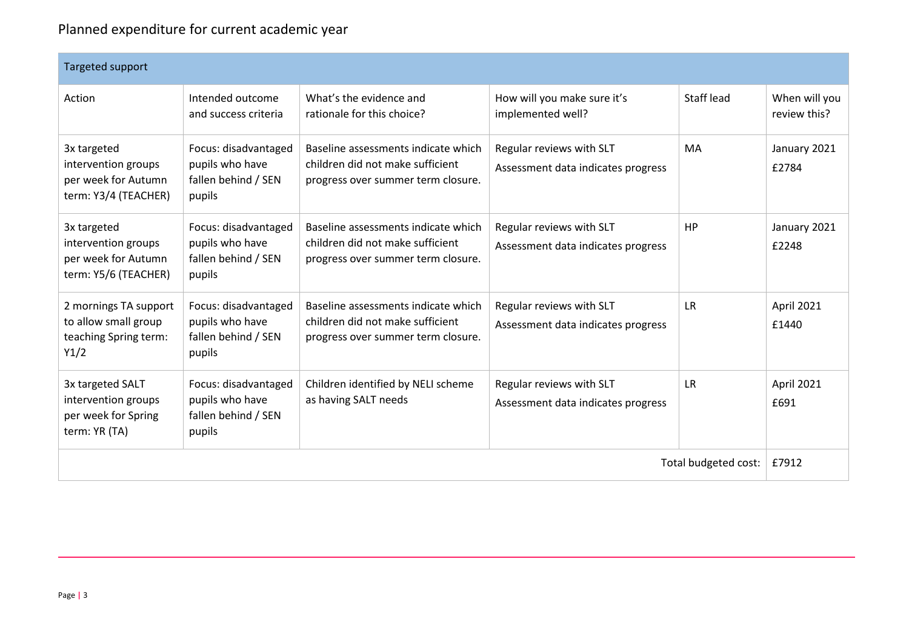# Planned expenditure for current academic year

| Targeted support | | | | | |
|---|---|---|---|---|---|
| Action | Intended outcome and success criteria | What's the evidence and rationale for this choice? | How will you make sure it's implemented well? | Staff lead | When will you review this? |
| 3x targeted intervention groups per week for Autumn term: Y3/4 (TEACHER) | Focus: disadvantaged pupils who have fallen behind / SEN pupils | Baseline assessments indicate which children did not make sufficient progress over summer term closure. | Regular reviews with SLT<br>Assessment data indicates progress | MA | January 2021<br>£2784 |
| 3x targeted intervention groups per week for Autumn term: Y5/6 (TEACHER) | Focus: disadvantaged pupils who have fallen behind / SEN pupils | Baseline assessments indicate which children did not make sufficient progress over summer term closure. | Regular reviews with SLT<br>Assessment data indicates progress | HP | January 2021<br>£2248 |
| 2 mornings TA support to allow small group teaching Spring term: Y1/2 | Focus: disadvantaged pupils who have fallen behind / SEN pupils | Baseline assessments indicate which children did not make sufficient progress over summer term closure. | Regular reviews with SLT<br>Assessment data indicates progress | LR | April 2021<br>£1440 |
| 3x targeted SALT intervention groups per week for Spring term: YR (TA) | Focus: disadvantaged pupils who have fallen behind / SEN pupils | Children identified by NELI scheme as having SALT needs | Regular reviews with SLT<br>Assessment data indicates progress | LR | April 2021<br>£691 |
| | | | | Total budgeted cost: | £7912 |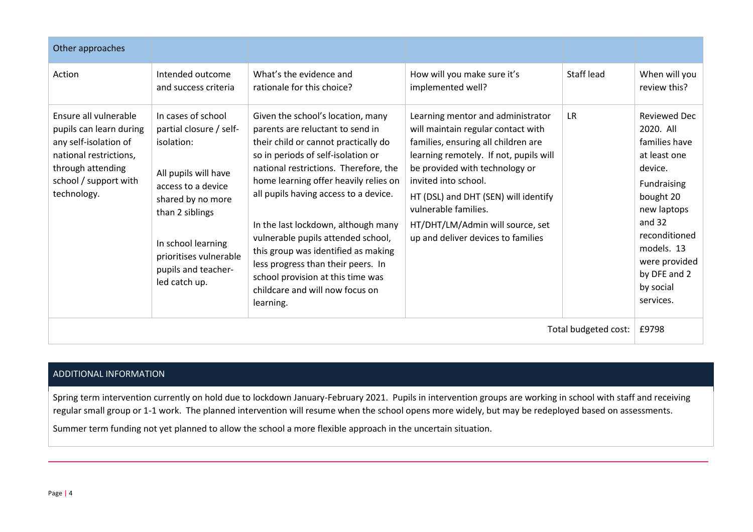| Other approaches | | | | | |
|---|---|---|---|---|---|
| Action | Intended outcome and success criteria | What's the evidence and rationale for this choice? | How will you make sure it's implemented well? | Staff lead | When will you review this? |
| Ensure all vulnerable pupils can learn during any self-isolation of national restrictions, through attending school / support with technology. | In cases of school partial closure / self-isolation:<br><br>All pupils will have access to a device shared by no more than 2 siblings<br><br>In school learning prioritises vulnerable pupils and teacher-led catch up. | Given the school's location, many parents are reluctant to send in their child or cannot practically do so in periods of self-isolation or national restrictions. Therefore, the home learning offer heavily relies on all pupils having access to a device.<br><br>In the last lockdown, although many vulnerable pupils attended school, this group was identified as making less progress than their peers. In school provision at this time was childcare and will now focus on learning. | Learning mentor and administrator will maintain regular contact with families, ensuring all children are learning remotely. If not, pupils will be provided with technology or invited into school.<br><br>HT (DSL) and DHT (SEN) will identify vulnerable families.<br><br>HT/DHT/LM/Admin will source, set up and deliver devices to families | LR | Reviewed Dec 2020. All families have at least one device.<br><br>Fundraising bought 20 new laptops and 32 reconditioned models. 13 were provided by DFE and 2 by social services. |
| | | | | Total budgeted cost: | £9798 |

## ADDITIONAL INFORMATION

Spring term intervention currently on hold due to lockdown January-February 2021. Pupils in intervention groups are working in school with staff and receiving regular small group or 1-1 work. The planned intervention will resume when the school opens more widely, but may be redeployed based on assessments.

Summer term funding not yet planned to allow the school a more flexible approach in the uncertain situation.